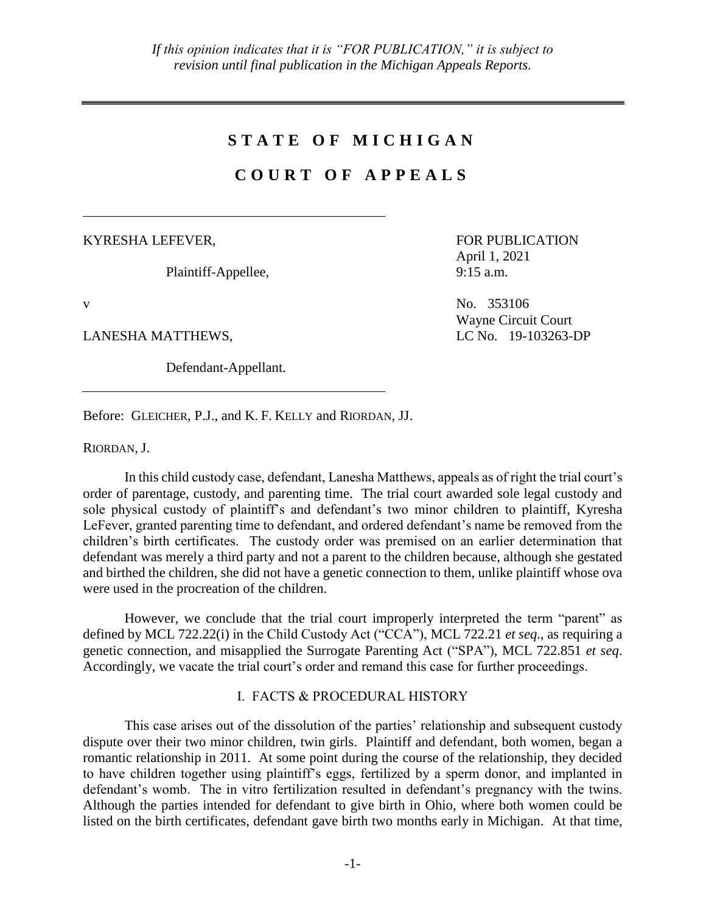*If this opinion indicates that it is "FOR PUBLICATION," it is subject to revision until final publication in the Michigan Appeals Reports.*

---

# S T A T E O F M I C H I G A N

# C O U R T O F A P P E A L S

---

KYRESHA LEFEVER,

Plaintiff-Appellee,

v

LANESHA MATTHEWS,

Defendant-Appellant.

---

FOR PUBLICATION
April 1, 2021
9:15 a.m.

No. 353106
Wayne Circuit Court
LC No. 19-103263-DP

Before: GLEICHER, P.J., and K. F. KELLY and RIORDAN, JJ.

RIORDAN, J.

In this child custody case, defendant, Lanesha Matthews, appeals as of right the trial court's order of parentage, custody, and parenting time. The trial court awarded sole legal custody and sole physical custody of plaintiff's and defendant's two minor children to plaintiff, Kyresha LeFever, granted parenting time to defendant, and ordered defendant's name be removed from the children's birth certificates. The custody order was premised on an earlier determination that defendant was merely a third party and not a parent to the children because, although she gestated and birthed the children, she did not have a genetic connection to them, unlike plaintiff whose ova were used in the procreation of the children.

However, we conclude that the trial court improperly interpreted the term "parent" as defined by MCL 722.22(i) in the Child Custody Act ("CCA"), MCL 722.21 *et seq*., as requiring a genetic connection, and misapplied the Surrogate Parenting Act ("SPA"), MCL 722.851 *et seq*. Accordingly, we vacate the trial court's order and remand this case for further proceedings.

## I. FACTS & PROCEDURAL HISTORY

This case arises out of the dissolution of the parties' relationship and subsequent custody dispute over their two minor children, twin girls. Plaintiff and defendant, both women, began a romantic relationship in 2011. At some point during the course of the relationship, they decided to have children together using plaintiff's eggs, fertilized by a sperm donor, and implanted in defendant's womb. The in vitro fertilization resulted in defendant's pregnancy with the twins. Although the parties intended for defendant to give birth in Ohio, where both women could be listed on the birth certificates, defendant gave birth two months early in Michigan. At that time,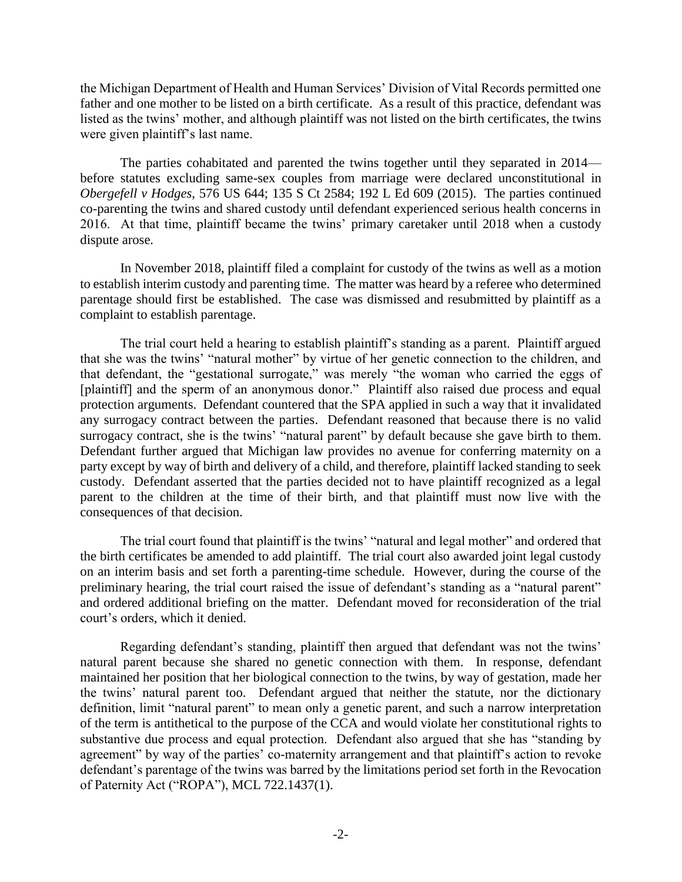the Michigan Department of Health and Human Services' Division of Vital Records permitted one father and one mother to be listed on a birth certificate. As a result of this practice, defendant was listed as the twins' mother, and although plaintiff was not listed on the birth certificates, the twins were given plaintiff's last name.

The parties cohabitated and parented the twins together until they separated in 2014—before statutes excluding same-sex couples from marriage were declared unconstitutional in *Obergefell v Hodges*, 576 US 644; 135 S Ct 2584; 192 L Ed 609 (2015). The parties continued co-parenting the twins and shared custody until defendant experienced serious health concerns in 2016. At that time, plaintiff became the twins' primary caretaker until 2018 when a custody dispute arose.

In November 2018, plaintiff filed a complaint for custody of the twins as well as a motion to establish interim custody and parenting time. The matter was heard by a referee who determined parentage should first be established. The case was dismissed and resubmitted by plaintiff as a complaint to establish parentage.

The trial court held a hearing to establish plaintiff's standing as a parent. Plaintiff argued that she was the twins' "natural mother" by virtue of her genetic connection to the children, and that defendant, the "gestational surrogate," was merely "the woman who carried the eggs of [plaintiff] and the sperm of an anonymous donor." Plaintiff also raised due process and equal protection arguments. Defendant countered that the SPA applied in such a way that it invalidated any surrogacy contract between the parties. Defendant reasoned that because there is no valid surrogacy contract, she is the twins' "natural parent" by default because she gave birth to them. Defendant further argued that Michigan law provides no avenue for conferring maternity on a party except by way of birth and delivery of a child, and therefore, plaintiff lacked standing to seek custody. Defendant asserted that the parties decided not to have plaintiff recognized as a legal parent to the children at the time of their birth, and that plaintiff must now live with the consequences of that decision.

The trial court found that plaintiff is the twins' "natural and legal mother" and ordered that the birth certificates be amended to add plaintiff. The trial court also awarded joint legal custody on an interim basis and set forth a parenting-time schedule. However, during the course of the preliminary hearing, the trial court raised the issue of defendant's standing as a "natural parent" and ordered additional briefing on the matter. Defendant moved for reconsideration of the trial court's orders, which it denied.

Regarding defendant's standing, plaintiff then argued that defendant was not the twins' natural parent because she shared no genetic connection with them. In response, defendant maintained her position that her biological connection to the twins, by way of gestation, made her the twins' natural parent too. Defendant argued that neither the statute, nor the dictionary definition, limit "natural parent" to mean only a genetic parent, and such a narrow interpretation of the term is antithetical to the purpose of the CCA and would violate her constitutional rights to substantive due process and equal protection. Defendant also argued that she has "standing by agreement" by way of the parties' co-maternity arrangement and that plaintiff's action to revoke defendant's parentage of the twins was barred by the limitations period set forth in the Revocation of Paternity Act ("ROPA"), MCL 722.1437(1).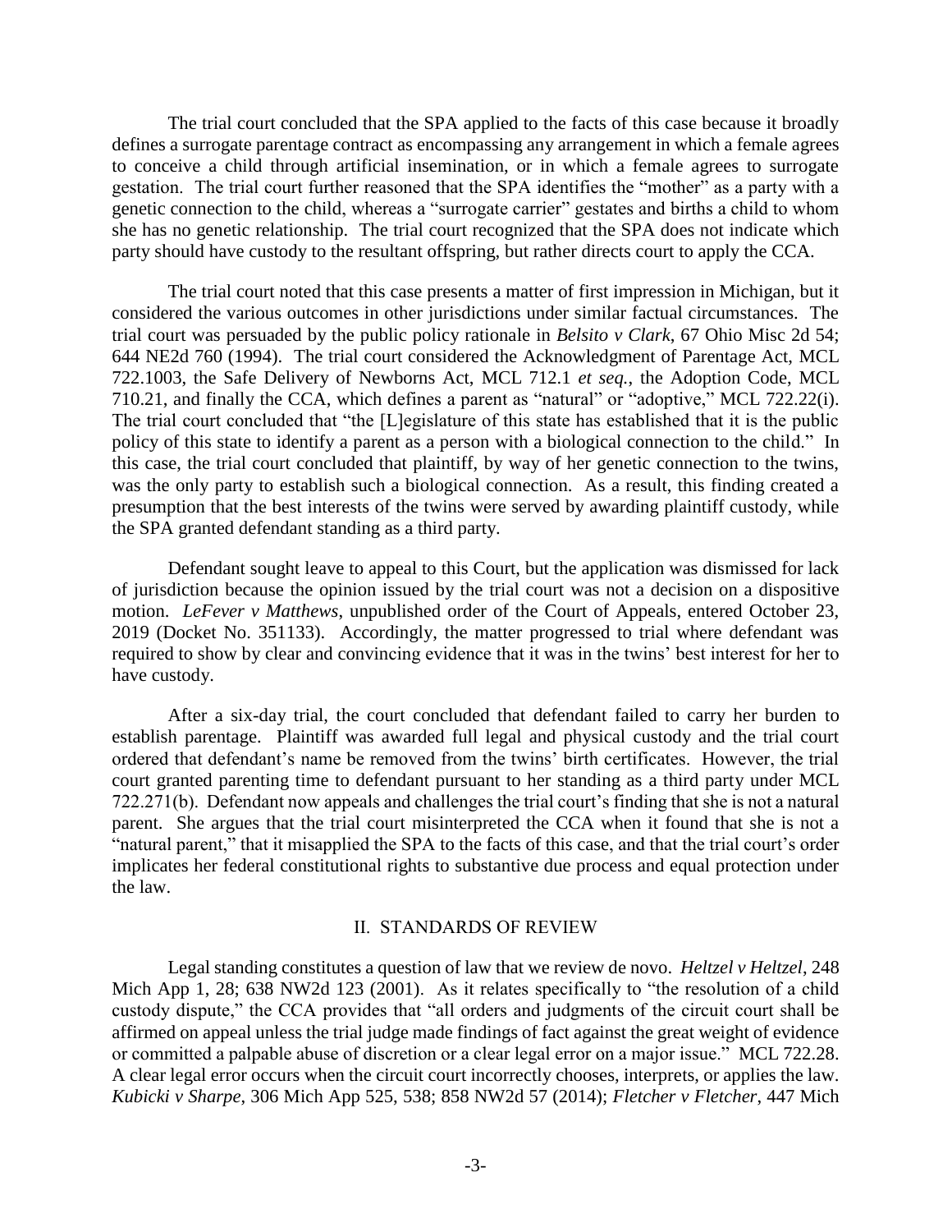The trial court concluded that the SPA applied to the facts of this case because it broadly defines a surrogate parentage contract as encompassing any arrangement in which a female agrees to conceive a child through artificial insemination, or in which a female agrees to surrogate gestation. The trial court further reasoned that the SPA identifies the "mother" as a party with a genetic connection to the child, whereas a "surrogate carrier" gestates and births a child to whom she has no genetic relationship. The trial court recognized that the SPA does not indicate which party should have custody to the resultant offspring, but rather directs court to apply the CCA.

The trial court noted that this case presents a matter of first impression in Michigan, but it considered the various outcomes in other jurisdictions under similar factual circumstances. The trial court was persuaded by the public policy rationale in *Belsito v Clark*, 67 Ohio Misc 2d 54; 644 NE2d 760 (1994). The trial court considered the Acknowledgment of Parentage Act, MCL 722.1003, the Safe Delivery of Newborns Act, MCL 712.1 *et seq.*, the Adoption Code, MCL 710.21, and finally the CCA, which defines a parent as "natural" or "adoptive," MCL 722.22(i). The trial court concluded that "the [L]egislature of this state has established that it is the public policy of this state to identify a parent as a person with a biological connection to the child." In this case, the trial court concluded that plaintiff, by way of her genetic connection to the twins, was the only party to establish such a biological connection. As a result, this finding created a presumption that the best interests of the twins were served by awarding plaintiff custody, while the SPA granted defendant standing as a third party.

Defendant sought leave to appeal to this Court, but the application was dismissed for lack of jurisdiction because the opinion issued by the trial court was not a decision on a dispositive motion. *LeFever v Matthews*, unpublished order of the Court of Appeals, entered October 23, 2019 (Docket No. 351133). Accordingly, the matter progressed to trial where defendant was required to show by clear and convincing evidence that it was in the twins' best interest for her to have custody.

After a six-day trial, the court concluded that defendant failed to carry her burden to establish parentage. Plaintiff was awarded full legal and physical custody and the trial court ordered that defendant's name be removed from the twins' birth certificates. However, the trial court granted parenting time to defendant pursuant to her standing as a third party under MCL 722.271(b). Defendant now appeals and challenges the trial court's finding that she is not a natural parent. She argues that the trial court misinterpreted the CCA when it found that she is not a "natural parent," that it misapplied the SPA to the facts of this case, and that the trial court's order implicates her federal constitutional rights to substantive due process and equal protection under the law.

## II. STANDARDS OF REVIEW

Legal standing constitutes a question of law that we review de novo. *Heltzel v Heltzel*, 248 Mich App 1, 28; 638 NW2d 123 (2001). As it relates specifically to "the resolution of a child custody dispute," the CCA provides that "all orders and judgments of the circuit court shall be affirmed on appeal unless the trial judge made findings of fact against the great weight of evidence or committed a palpable abuse of discretion or a clear legal error on a major issue." MCL 722.28. A clear legal error occurs when the circuit court incorrectly chooses, interprets, or applies the law. *Kubicki v Sharpe*, 306 Mich App 525, 538; 858 NW2d 57 (2014); *Fletcher v Fletcher*, 447 Mich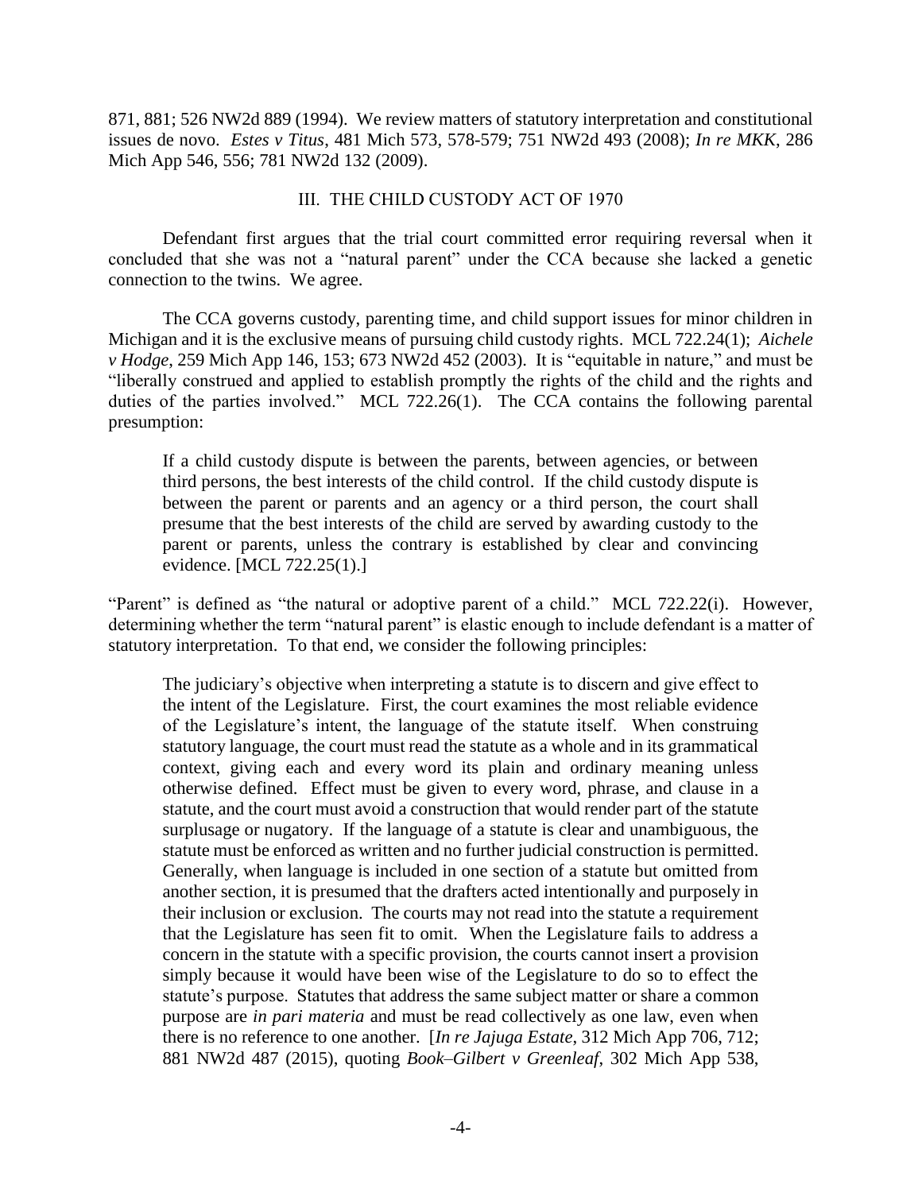871, 881; 526 NW2d 889 (1994). We review matters of statutory interpretation and constitutional issues de novo. *Estes v Titus*, 481 Mich 573, 578-579; 751 NW2d 493 (2008); *In re MKK*, 286 Mich App 546, 556; 781 NW2d 132 (2009).

## III. THE CHILD CUSTODY ACT OF 1970

Defendant first argues that the trial court committed error requiring reversal when it concluded that she was not a "natural parent" under the CCA because she lacked a genetic connection to the twins. We agree.

The CCA governs custody, parenting time, and child support issues for minor children in Michigan and it is the exclusive means of pursuing child custody rights. MCL 722.24(1); *Aichele v Hodge*, 259 Mich App 146, 153; 673 NW2d 452 (2003). It is "equitable in nature," and must be "liberally construed and applied to establish promptly the rights of the child and the rights and duties of the parties involved." MCL 722.26(1). The CCA contains the following parental presumption:

> If a child custody dispute is between the parents, between agencies, or between third persons, the best interests of the child control. If the child custody dispute is between the parent or parents and an agency or a third person, the court shall presume that the best interests of the child are served by awarding custody to the parent or parents, unless the contrary is established by clear and convincing evidence. [MCL 722.25(1).]

"Parent" is defined as "the natural or adoptive parent of a child." MCL 722.22(i). However, determining whether the term "natural parent" is elastic enough to include defendant is a matter of statutory interpretation. To that end, we consider the following principles:

> The judiciary's objective when interpreting a statute is to discern and give effect to the intent of the Legislature. First, the court examines the most reliable evidence of the Legislature's intent, the language of the statute itself. When construing statutory language, the court must read the statute as a whole and in its grammatical context, giving each and every word its plain and ordinary meaning unless otherwise defined. Effect must be given to every word, phrase, and clause in a statute, and the court must avoid a construction that would render part of the statute surplusage or nugatory. If the language of a statute is clear and unambiguous, the statute must be enforced as written and no further judicial construction is permitted. Generally, when language is included in one section of a statute but omitted from another section, it is presumed that the drafters acted intentionally and purposely in their inclusion or exclusion. The courts may not read into the statute a requirement that the Legislature has seen fit to omit. When the Legislature fails to address a concern in the statute with a specific provision, the courts cannot insert a provision simply because it would have been wise of the Legislature to do so to effect the statute's purpose. Statutes that address the same subject matter or share a common purpose are *in pari materia* and must be read collectively as one law, even when there is no reference to one another. [*In re Jajuga Estate*, 312 Mich App 706, 712; 881 NW2d 487 (2015), quoting *Book–Gilbert v Greenleaf*, 302 Mich App 538,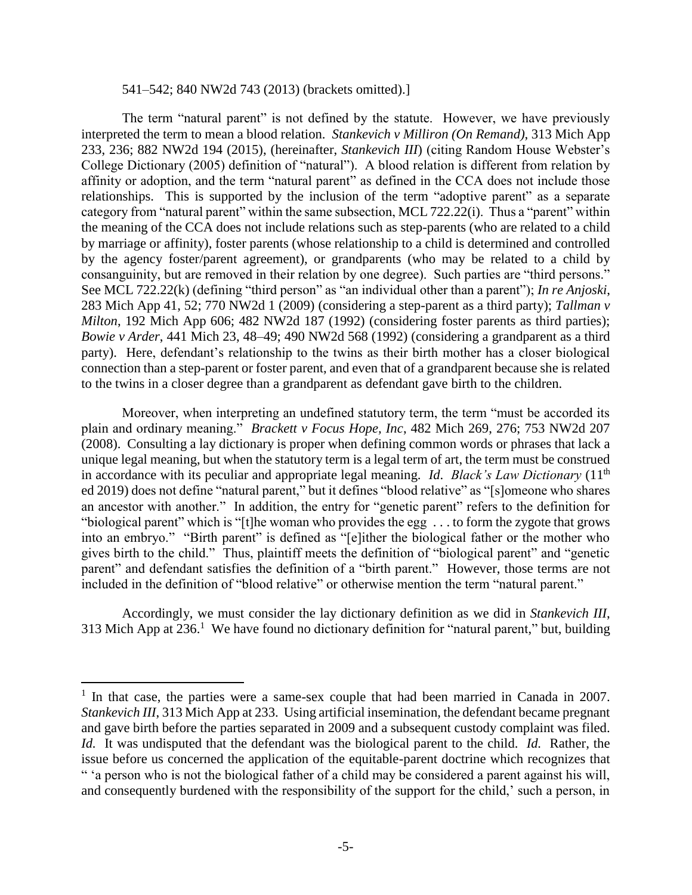541–542; 840 NW2d 743 (2013) (brackets omitted).]

The term "natural parent" is not defined by the statute. However, we have previously interpreted the term to mean a blood relation. *Stankevich v Milliron (On Remand)*, 313 Mich App 233, 236; 882 NW2d 194 (2015), (hereinafter, *Stankevich III*) (citing Random House Webster's College Dictionary (2005) definition of "natural"). A blood relation is different from relation by affinity or adoption, and the term "natural parent" as defined in the CCA does not include those relationships. This is supported by the inclusion of the term "adoptive parent" as a separate category from "natural parent" within the same subsection, MCL 722.22(i). Thus a "parent" within the meaning of the CCA does not include relations such as step-parents (who are related to a child by marriage or affinity), foster parents (whose relationship to a child is determined and controlled by the agency foster/parent agreement), or grandparents (who may be related to a child by consanguinity, but are removed in their relation by one degree). Such parties are "third persons." See MCL 722.22(k) (defining "third person" as "an individual other than a parent"); *In re Anjoski*, 283 Mich App 41, 52; 770 NW2d 1 (2009) (considering a step-parent as a third party); *Tallman v Milton*, 192 Mich App 606; 482 NW2d 187 (1992) (considering foster parents as third parties); *Bowie v Arder*, 441 Mich 23, 48–49; 490 NW2d 568 (1992) (considering a grandparent as a third party). Here, defendant's relationship to the twins as their birth mother has a closer biological connection than a step-parent or foster parent, and even that of a grandparent because she is related to the twins in a closer degree than a grandparent as defendant gave birth to the children.

Moreover, when interpreting an undefined statutory term, the term "must be accorded its plain and ordinary meaning." *Brackett v Focus Hope, Inc*, 482 Mich 269, 276; 753 NW2d 207 (2008). Consulting a lay dictionary is proper when defining common words or phrases that lack a unique legal meaning, but when the statutory term is a legal term of art, the term must be construed in accordance with its peculiar and appropriate legal meaning. *Id*. *Black's Law Dictionary* (11th ed 2019) does not define "natural parent," but it defines "blood relative" as "[s]omeone who shares an ancestor with another." In addition, the entry for "genetic parent" refers to the definition for "biological parent" which is "[t]he woman who provides the egg . . . to form the zygote that grows into an embryo." "Birth parent" is defined as "[e]ither the biological father or the mother who gives birth to the child." Thus, plaintiff meets the definition of "biological parent" and "genetic parent" and defendant satisfies the definition of a "birth parent." However, those terms are not included in the definition of "blood relative" or otherwise mention the term "natural parent."

Accordingly, we must consider the lay dictionary definition as we did in *Stankevich III*, 313 Mich App at 236.[1] We have found no dictionary definition for "natural parent," but, building

---

[1] In that case, the parties were a same-sex couple that had been married in Canada in 2007. *Stankevich III*, 313 Mich App at 233. Using artificial insemination, the defendant became pregnant and gave birth before the parties separated in 2009 and a subsequent custody complaint was filed. *Id.* It was undisputed that the defendant was the biological parent to the child. *Id.* Rather, the issue before us concerned the application of the equitable-parent doctrine which recognizes that " 'a person who is not the biological father of a child may be considered a parent against his will, and consequently burdened with the responsibility of the support for the child,' such a person, in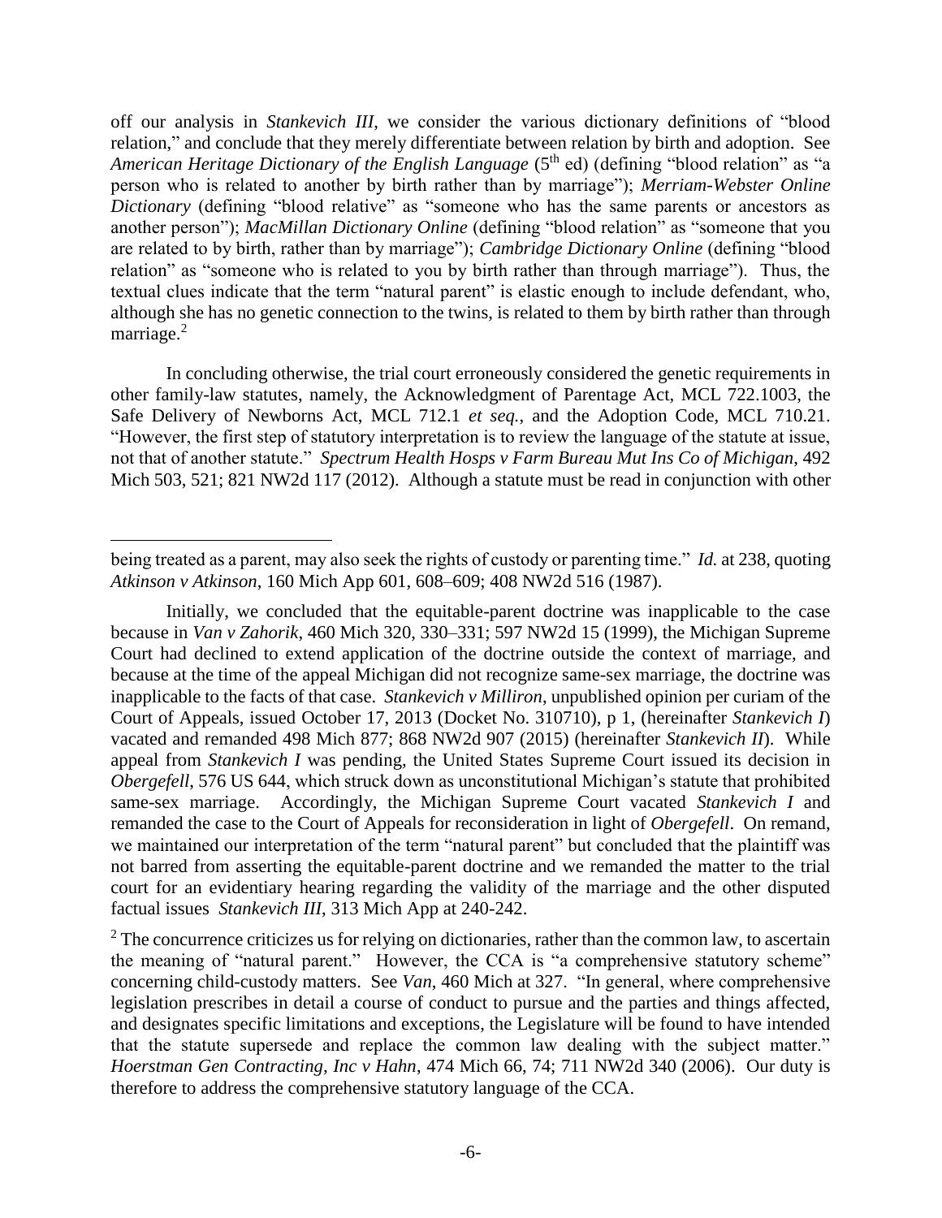off our analysis in *Stankevich III*, we consider the various dictionary definitions of "blood relation," and conclude that they merely differentiate between relation by birth and adoption. See *American Heritage Dictionary of the English Language* (5th ed) (defining "blood relation" as "a person who is related to another by birth rather than by marriage"); *Merriam-Webster Online Dictionary* (defining "blood relative" as "someone who has the same parents or ancestors as another person"); *MacMillan Dictionary Online* (defining "blood relation" as "someone that you are related to by birth, rather than by marriage"); *Cambridge Dictionary Online* (defining "blood relation" as "someone who is related to you by birth rather than through marriage"). Thus, the textual clues indicate that the term "natural parent" is elastic enough to include defendant, who, although she has no genetic connection to the twins, is related to them by birth rather than through marriage.[2]

In concluding otherwise, the trial court erroneously considered the genetic requirements in other family-law statutes, namely, the Acknowledgment of Parentage Act, MCL 722.1003, the Safe Delivery of Newborns Act, MCL 712.1 *et seq.*, and the Adoption Code, MCL 710.21. "However, the first step of statutory interpretation is to review the language of the statute at issue, not that of another statute." *Spectrum Health Hosps v Farm Bureau Mut Ins Co of Michigan*, 492 Mich 503, 521; 821 NW2d 117 (2012). Although a statute must be read in conjunction with other

---

being treated as a parent, may also seek the rights of custody or parenting time." *Id.* at 238, quoting *Atkinson v Atkinson*, 160 Mich App 601, 608–609; 408 NW2d 516 (1987).

Initially, we concluded that the equitable-parent doctrine was inapplicable to the case because in *Van v Zahorik*, 460 Mich 320, 330–331; 597 NW2d 15 (1999), the Michigan Supreme Court had declined to extend application of the doctrine outside the context of marriage, and because at the time of the appeal Michigan did not recognize same-sex marriage, the doctrine was inapplicable to the facts of that case. *Stankevich v Milliron*, unpublished opinion per curiam of the Court of Appeals, issued October 17, 2013 (Docket No. 310710), p 1, (hereinafter *Stankevich I*) vacated and remanded 498 Mich 877; 868 NW2d 907 (2015) (hereinafter *Stankevich II*). While appeal from *Stankevich I* was pending, the United States Supreme Court issued its decision in *Obergefell*, 576 US 644, which struck down as unconstitutional Michigan's statute that prohibited same-sex marriage. Accordingly, the Michigan Supreme Court vacated *Stankevich I* and remanded the case to the Court of Appeals for reconsideration in light of *Obergefell*. On remand, we maintained our interpretation of the term "natural parent" but concluded that the plaintiff was not barred from asserting the equitable-parent doctrine and we remanded the matter to the trial court for an evidentiary hearing regarding the validity of the marriage and the other disputed factual issues *Stankevich III*, 313 Mich App at 240-242.

[2] The concurrence criticizes us for relying on dictionaries, rather than the common law, to ascertain the meaning of "natural parent." However, the CCA is "a comprehensive statutory scheme" concerning child-custody matters. See *Van*, 460 Mich at 327. "In general, where comprehensive legislation prescribes in detail a course of conduct to pursue and the parties and things affected, and designates specific limitations and exceptions, the Legislature will be found to have intended that the statute supersede and replace the common law dealing with the subject matter." *Hoerstman Gen Contracting, Inc v Hahn*, 474 Mich 66, 74; 711 NW2d 340 (2006). Our duty is therefore to address the comprehensive statutory language of the CCA.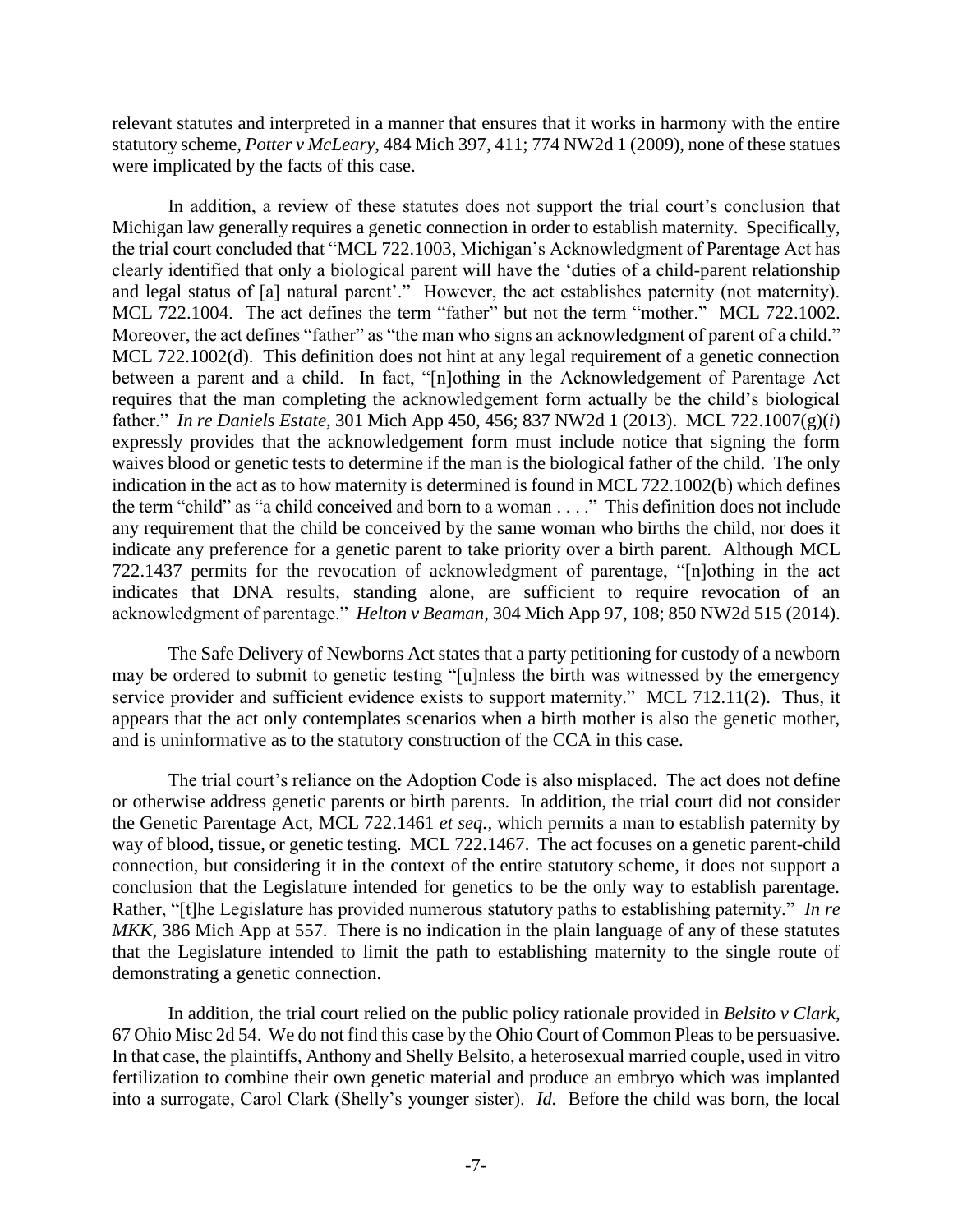relevant statutes and interpreted in a manner that ensures that it works in harmony with the entire statutory scheme, *Potter v McLeary*, 484 Mich 397, 411; 774 NW2d 1 (2009), none of these statues were implicated by the facts of this case.

In addition, a review of these statutes does not support the trial court's conclusion that Michigan law generally requires a genetic connection in order to establish maternity. Specifically, the trial court concluded that "MCL 722.1003, Michigan's Acknowledgment of Parentage Act has clearly identified that only a biological parent will have the 'duties of a child-parent relationship and legal status of [a] natural parent'." However, the act establishes paternity (not maternity). MCL 722.1004. The act defines the term "father" but not the term "mother." MCL 722.1002. Moreover, the act defines "father" as "the man who signs an acknowledgment of parent of a child." MCL 722.1002(d). This definition does not hint at any legal requirement of a genetic connection between a parent and a child. In fact, "[n]othing in the Acknowledgement of Parentage Act requires that the man completing the acknowledgement form actually be the child's biological father." *In re Daniels Estate*, 301 Mich App 450, 456; 837 NW2d 1 (2013). MCL 722.1007(g)(*i*) expressly provides that the acknowledgement form must include notice that signing the form waives blood or genetic tests to determine if the man is the biological father of the child. The only indication in the act as to how maternity is determined is found in MCL 722.1002(b) which defines the term "child" as "a child conceived and born to a woman . . . ." This definition does not include any requirement that the child be conceived by the same woman who births the child, nor does it indicate any preference for a genetic parent to take priority over a birth parent. Although MCL 722.1437 permits for the revocation of acknowledgment of parentage, "[n]othing in the act indicates that DNA results, standing alone, are sufficient to require revocation of an acknowledgment of parentage." *Helton v Beaman*, 304 Mich App 97, 108; 850 NW2d 515 (2014).

The Safe Delivery of Newborns Act states that a party petitioning for custody of a newborn may be ordered to submit to genetic testing "[u]nless the birth was witnessed by the emergency service provider and sufficient evidence exists to support maternity." MCL 712.11(2). Thus, it appears that the act only contemplates scenarios when a birth mother is also the genetic mother, and is uninformative as to the statutory construction of the CCA in this case.

The trial court's reliance on the Adoption Code is also misplaced. The act does not define or otherwise address genetic parents or birth parents. In addition, the trial court did not consider the Genetic Parentage Act, MCL 722.1461 *et seq.*, which permits a man to establish paternity by way of blood, tissue, or genetic testing. MCL 722.1467. The act focuses on a genetic parent-child connection, but considering it in the context of the entire statutory scheme, it does not support a conclusion that the Legislature intended for genetics to be the only way to establish parentage. Rather, "[t]he Legislature has provided numerous statutory paths to establishing paternity." *In re MKK*, 386 Mich App at 557. There is no indication in the plain language of any of these statutes that the Legislature intended to limit the path to establishing maternity to the single route of demonstrating a genetic connection.

In addition, the trial court relied on the public policy rationale provided in *Belsito v Clark*, 67 Ohio Misc 2d 54. We do not find this case by the Ohio Court of Common Pleas to be persuasive. In that case, the plaintiffs, Anthony and Shelly Belsito, a heterosexual married couple, used in vitro fertilization to combine their own genetic material and produce an embryo which was implanted into a surrogate, Carol Clark (Shelly's younger sister). *Id.* Before the child was born, the local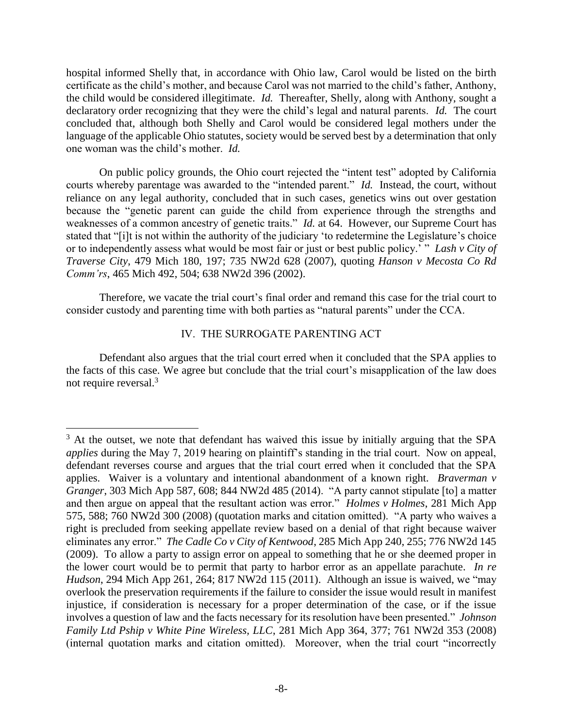hospital informed Shelly that, in accordance with Ohio law, Carol would be listed on the birth certificate as the child's mother, and because Carol was not married to the child's father, Anthony, the child would be considered illegitimate. *Id.* Thereafter, Shelly, along with Anthony, sought a declaratory order recognizing that they were the child's legal and natural parents. *Id.* The court concluded that, although both Shelly and Carol would be considered legal mothers under the language of the applicable Ohio statutes, society would be served best by a determination that only one woman was the child's mother. *Id.*

On public policy grounds, the Ohio court rejected the "intent test" adopted by California courts whereby parentage was awarded to the "intended parent." *Id.* Instead, the court, without reliance on any legal authority, concluded that in such cases, genetics wins out over gestation because the "genetic parent can guide the child from experience through the strengths and weaknesses of a common ancestry of genetic traits." *Id.* at 64. However, our Supreme Court has stated that "[i]t is not within the authority of the judiciary 'to redetermine the Legislature's choice or to independently assess what would be most fair or just or best public policy.' " *Lash v City of Traverse City*, 479 Mich 180, 197; 735 NW2d 628 (2007), quoting *Hanson v Mecosta Co Rd Comm'rs*, 465 Mich 492, 504; 638 NW2d 396 (2002).

Therefore, we vacate the trial court's final order and remand this case for the trial court to consider custody and parenting time with both parties as "natural parents" under the CCA.

## IV. THE SURROGATE PARENTING ACT

Defendant also argues that the trial court erred when it concluded that the SPA applies to the facts of this case. We agree but conclude that the trial court's misapplication of the law does not require reversal.[3]

---

[3] At the outset, we note that defendant has waived this issue by initially arguing that the SPA *applies* during the May 7, 2019 hearing on plaintiff's standing in the trial court. Now on appeal, defendant reverses course and argues that the trial court erred when it concluded that the SPA applies. Waiver is a voluntary and intentional abandonment of a known right. *Braverman v Granger*, 303 Mich App 587, 608; 844 NW2d 485 (2014). "A party cannot stipulate [to] a matter and then argue on appeal that the resultant action was error." *Holmes v Holmes*, 281 Mich App 575, 588; 760 NW2d 300 (2008) (quotation marks and citation omitted). "A party who waives a right is precluded from seeking appellate review based on a denial of that right because waiver eliminates any error." *The Cadle Co v City of Kentwood*, 285 Mich App 240, 255; 776 NW2d 145 (2009). To allow a party to assign error on appeal to something that he or she deemed proper in the lower court would be to permit that party to harbor error as an appellate parachute. *In re Hudson*, 294 Mich App 261, 264; 817 NW2d 115 (2011). Although an issue is waived, we "may overlook the preservation requirements if the failure to consider the issue would result in manifest injustice, if consideration is necessary for a proper determination of the case, or if the issue involves a question of law and the facts necessary for its resolution have been presented." *Johnson Family Ltd Pship v White Pine Wireless, LLC*, 281 Mich App 364, 377; 761 NW2d 353 (2008) (internal quotation marks and citation omitted). Moreover, when the trial court "incorrectly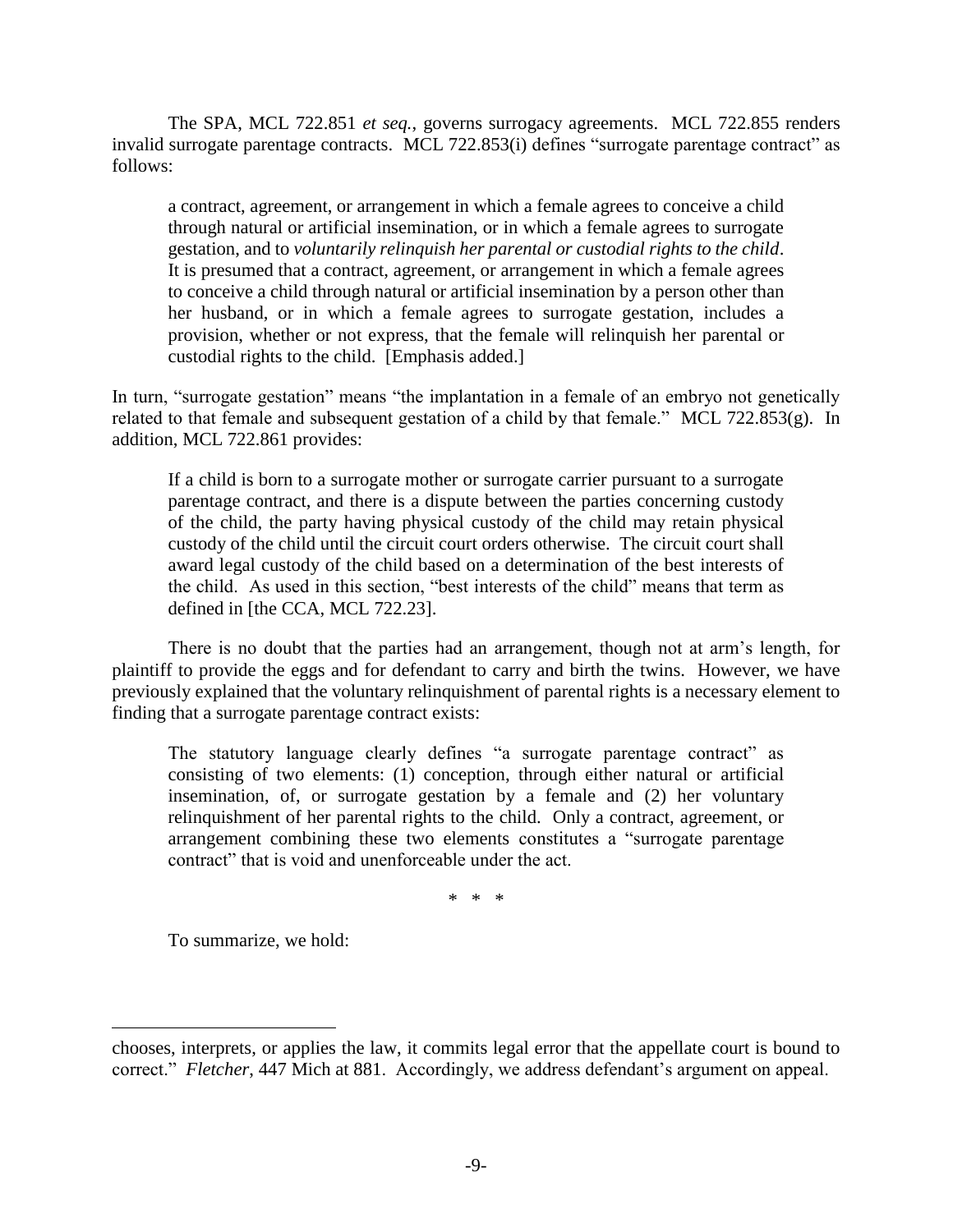The SPA, MCL 722.851 *et seq.*, governs surrogacy agreements. MCL 722.855 renders invalid surrogate parentage contracts. MCL 722.853(i) defines "surrogate parentage contract" as follows:

> a contract, agreement, or arrangement in which a female agrees to conceive a child through natural or artificial insemination, or in which a female agrees to surrogate gestation, and to *voluntarily relinquish her parental or custodial rights to the child*. It is presumed that a contract, agreement, or arrangement in which a female agrees to conceive a child through natural or artificial insemination by a person other than her husband, or in which a female agrees to surrogate gestation, includes a provision, whether or not express, that the female will relinquish her parental or custodial rights to the child. [Emphasis added.]

In turn, "surrogate gestation" means "the implantation in a female of an embryo not genetically related to that female and subsequent gestation of a child by that female." MCL 722.853(g). In addition, MCL 722.861 provides:

> If a child is born to a surrogate mother or surrogate carrier pursuant to a surrogate parentage contract, and there is a dispute between the parties concerning custody of the child, the party having physical custody of the child may retain physical custody of the child until the circuit court orders otherwise. The circuit court shall award legal custody of the child based on a determination of the best interests of the child. As used in this section, "best interests of the child" means that term as defined in [the CCA, MCL 722.23].

There is no doubt that the parties had an arrangement, though not at arm's length, for plaintiff to provide the eggs and for defendant to carry and birth the twins. However, we have previously explained that the voluntary relinquishment of parental rights is a necessary element to finding that a surrogate parentage contract exists:

> The statutory language clearly defines "a surrogate parentage contract" as consisting of two elements: (1) conception, through either natural or artificial insemination, of, or surrogate gestation by a female and (2) her voluntary relinquishment of her parental rights to the child. Only a contract, agreement, or arrangement combining these two elements constitutes a "surrogate parentage contract" that is void and unenforceable under the act.
>
> \* \* \*
>
> To summarize, we hold:

---

chooses, interprets, or applies the law, it commits legal error that the appellate court is bound to correct." *Fletcher*, 447 Mich at 881. Accordingly, we address defendant's argument on appeal.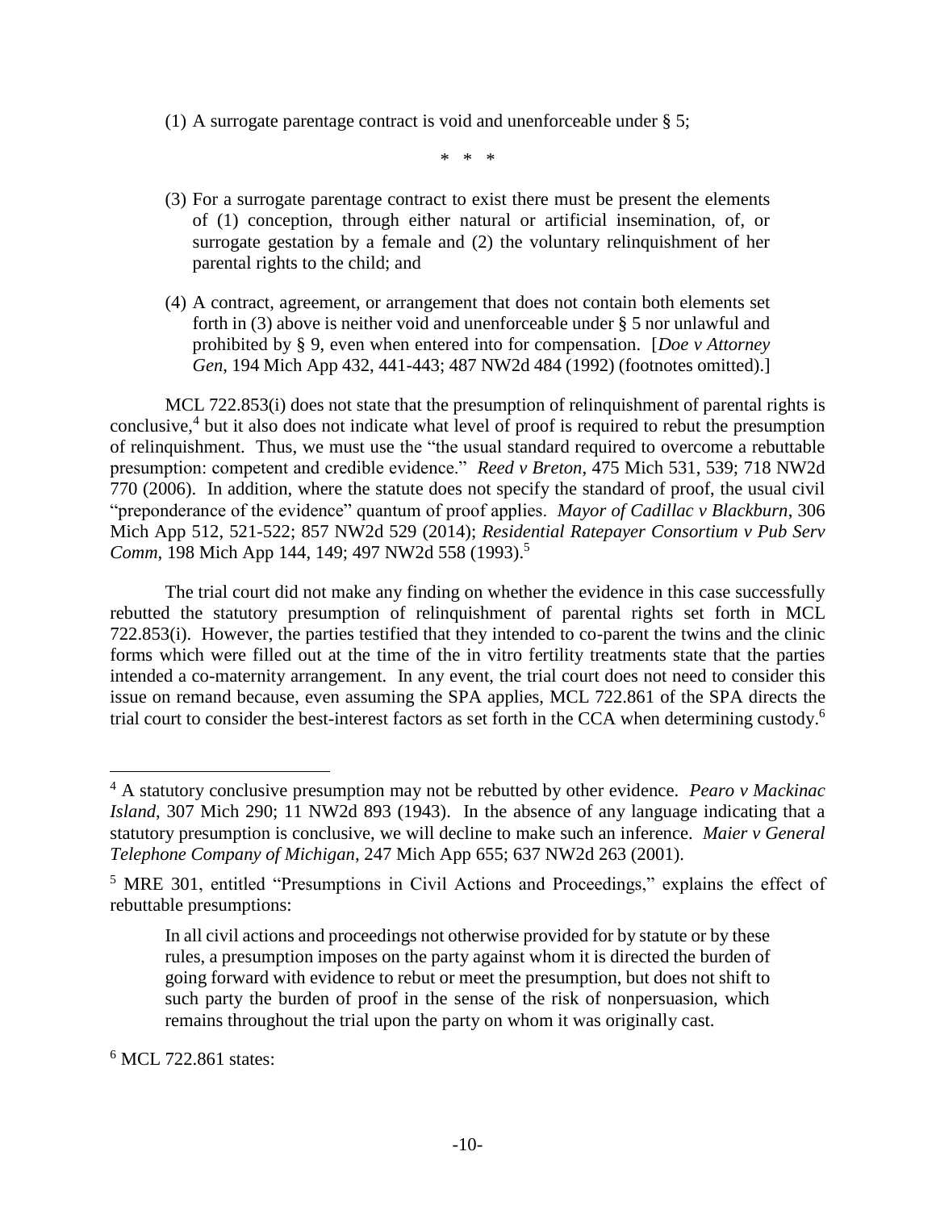(1) A surrogate parentage contract is void and unenforceable under § 5;

\* \* \*

(3) For a surrogate parentage contract to exist there must be present the elements of (1) conception, through either natural or artificial insemination, of, or surrogate gestation by a female and (2) the voluntary relinquishment of her parental rights to the child; and

(4) A contract, agreement, or arrangement that does not contain both elements set forth in (3) above is neither void and unenforceable under § 5 nor unlawful and prohibited by § 9, even when entered into for compensation. [*Doe v Attorney Gen*, 194 Mich App 432, 441-443; 487 NW2d 484 (1992) (footnotes omitted).]

MCL 722.853(i) does not state that the presumption of relinquishment of parental rights is conclusive,[4] but it also does not indicate what level of proof is required to rebut the presumption of relinquishment. Thus, we must use the "the usual standard required to overcome a rebuttable presumption: competent and credible evidence." *Reed v Breton*, 475 Mich 531, 539; 718 NW2d 770 (2006). In addition, where the statute does not specify the standard of proof, the usual civil "preponderance of the evidence" quantum of proof applies. *Mayor of Cadillac v Blackburn*, 306 Mich App 512, 521-522; 857 NW2d 529 (2014); *Residential Ratepayer Consortium v Pub Serv Comm*, 198 Mich App 144, 149; 497 NW2d 558 (1993).[5]

The trial court did not make any finding on whether the evidence in this case successfully rebutted the statutory presumption of relinquishment of parental rights set forth in MCL 722.853(i). However, the parties testified that they intended to co-parent the twins and the clinic forms which were filled out at the time of the in vitro fertility treatments state that the parties intended a co-maternity arrangement. In any event, the trial court does not need to consider this issue on remand because, even assuming the SPA applies, MCL 722.861 of the SPA directs the trial court to consider the best-interest factors as set forth in the CCA when determining custody.[6]

---

[4] A statutory conclusive presumption may not be rebutted by other evidence. *Pearo v Mackinac Island*, 307 Mich 290; 11 NW2d 893 (1943). In the absence of any language indicating that a statutory presumption is conclusive, we will decline to make such an inference. *Maier v General Telephone Company of Michigan*, 247 Mich App 655; 637 NW2d 263 (2001).

[5] MRE 301, entitled "Presumptions in Civil Actions and Proceedings," explains the effect of rebuttable presumptions:

> In all civil actions and proceedings not otherwise provided for by statute or by these rules, a presumption imposes on the party against whom it is directed the burden of going forward with evidence to rebut or meet the presumption, but does not shift to such party the burden of proof in the sense of the risk of nonpersuasion, which remains throughout the trial upon the party on whom it was originally cast.

[6] MCL 722.861 states: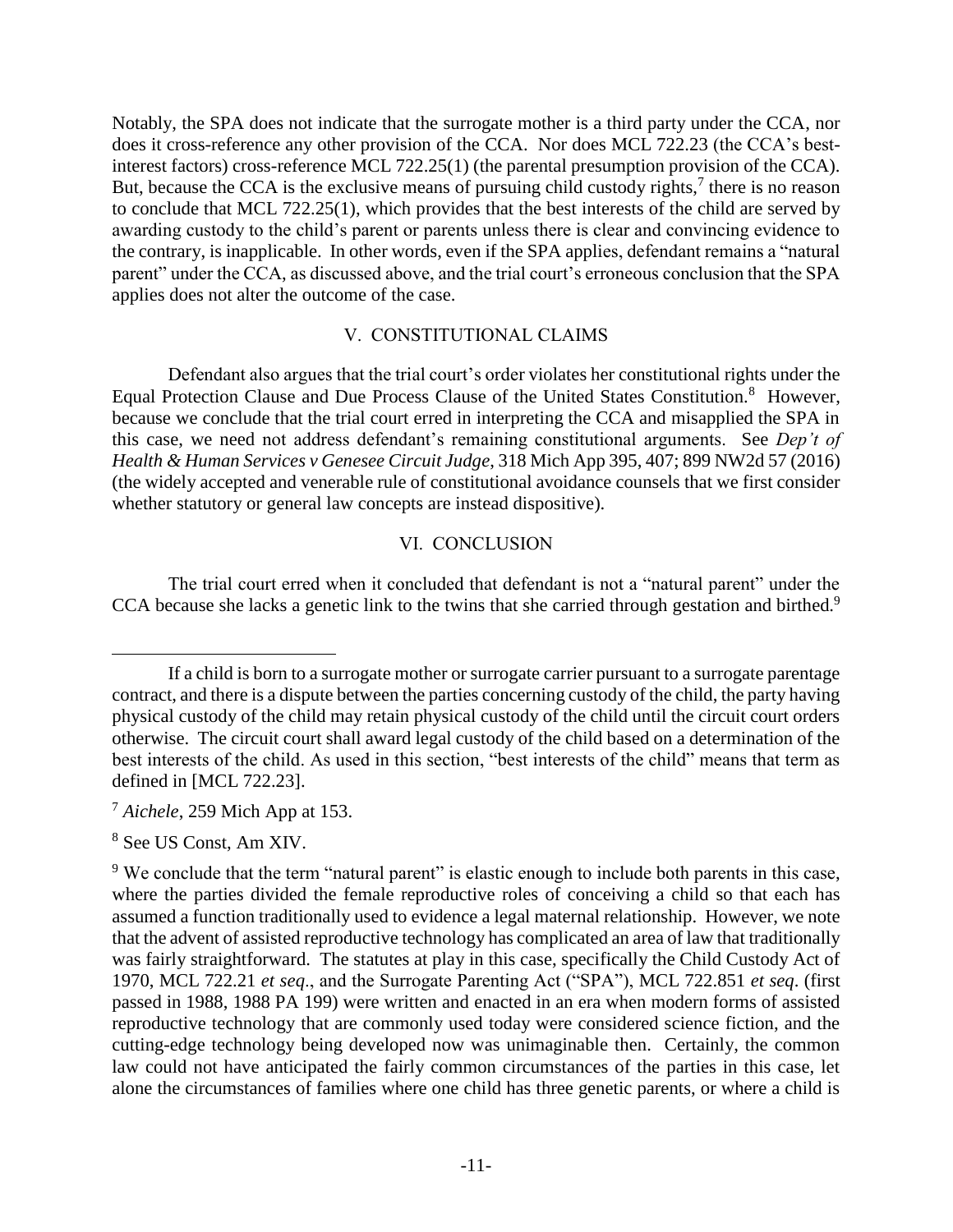Notably, the SPA does not indicate that the surrogate mother is a third party under the CCA, nor does it cross-reference any other provision of the CCA. Nor does MCL 722.23 (the CCA's best-interest factors) cross-reference MCL 722.25(1) (the parental presumption provision of the CCA). But, because the CCA is the exclusive means of pursuing child custody rights,[7] there is no reason to conclude that MCL 722.25(1), which provides that the best interests of the child are served by awarding custody to the child's parent or parents unless there is clear and convincing evidence to the contrary, is inapplicable. In other words, even if the SPA applies, defendant remains a "natural parent" under the CCA, as discussed above, and the trial court's erroneous conclusion that the SPA applies does not alter the outcome of the case.

## V. CONSTITUTIONAL CLAIMS

Defendant also argues that the trial court's order violates her constitutional rights under the Equal Protection Clause and Due Process Clause of the United States Constitution.[8] However, because we conclude that the trial court erred in interpreting the CCA and misapplied the SPA in this case, we need not address defendant's remaining constitutional arguments. See *Dep't of Health & Human Services v Genesee Circuit Judge*, 318 Mich App 395, 407; 899 NW2d 57 (2016) (the widely accepted and venerable rule of constitutional avoidance counsels that we first consider whether statutory or general law concepts are instead dispositive).

## VI. CONCLUSION

The trial court erred when it concluded that defendant is not a "natural parent" under the CCA because she lacks a genetic link to the twins that she carried through gestation and birthed.[9]

---

If a child is born to a surrogate mother or surrogate carrier pursuant to a surrogate parentage contract, and there is a dispute between the parties concerning custody of the child, the party having physical custody of the child may retain physical custody of the child until the circuit court orders otherwise. The circuit court shall award legal custody of the child based on a determination of the best interests of the child. As used in this section, "best interests of the child" means that term as defined in [MCL 722.23].

[7] *Aichele*, 259 Mich App at 153.

[8] See US Const, Am XIV.

[9] We conclude that the term "natural parent" is elastic enough to include both parents in this case, where the parties divided the female reproductive roles of conceiving a child so that each has assumed a function traditionally used to evidence a legal maternal relationship. However, we note that the advent of assisted reproductive technology has complicated an area of law that traditionally was fairly straightforward. The statutes at play in this case, specifically the Child Custody Act of 1970, MCL 722.21 *et seq*., and the Surrogate Parenting Act ("SPA"), MCL 722.851 *et seq*. (first passed in 1988, 1988 PA 199) were written and enacted in an era when modern forms of assisted reproductive technology that are commonly used today were considered science fiction, and the cutting-edge technology being developed now was unimaginable then. Certainly, the common law could not have anticipated the fairly common circumstances of the parties in this case, let alone the circumstances of families where one child has three genetic parents, or where a child is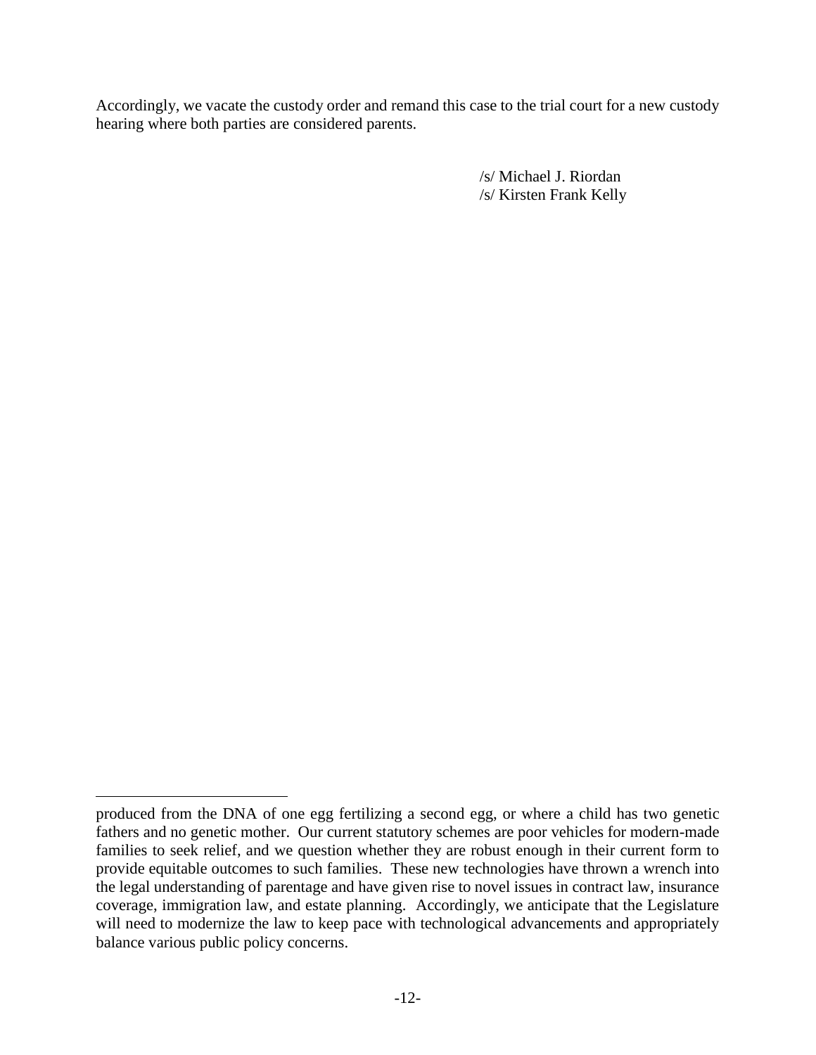Accordingly, we vacate the custody order and remand this case to the trial court for a new custody hearing where both parties are considered parents.

/s/ Michael J. Riordan
/s/ Kirsten Frank Kelly

---

produced from the DNA of one egg fertilizing a second egg, or where a child has two genetic fathers and no genetic mother. Our current statutory schemes are poor vehicles for modern-made families to seek relief, and we question whether they are robust enough in their current form to provide equitable outcomes to such families. These new technologies have thrown a wrench into the legal understanding of parentage and have given rise to novel issues in contract law, insurance coverage, immigration law, and estate planning. Accordingly, we anticipate that the Legislature will need to modernize the law to keep pace with technological advancements and appropriately balance various public policy concerns.